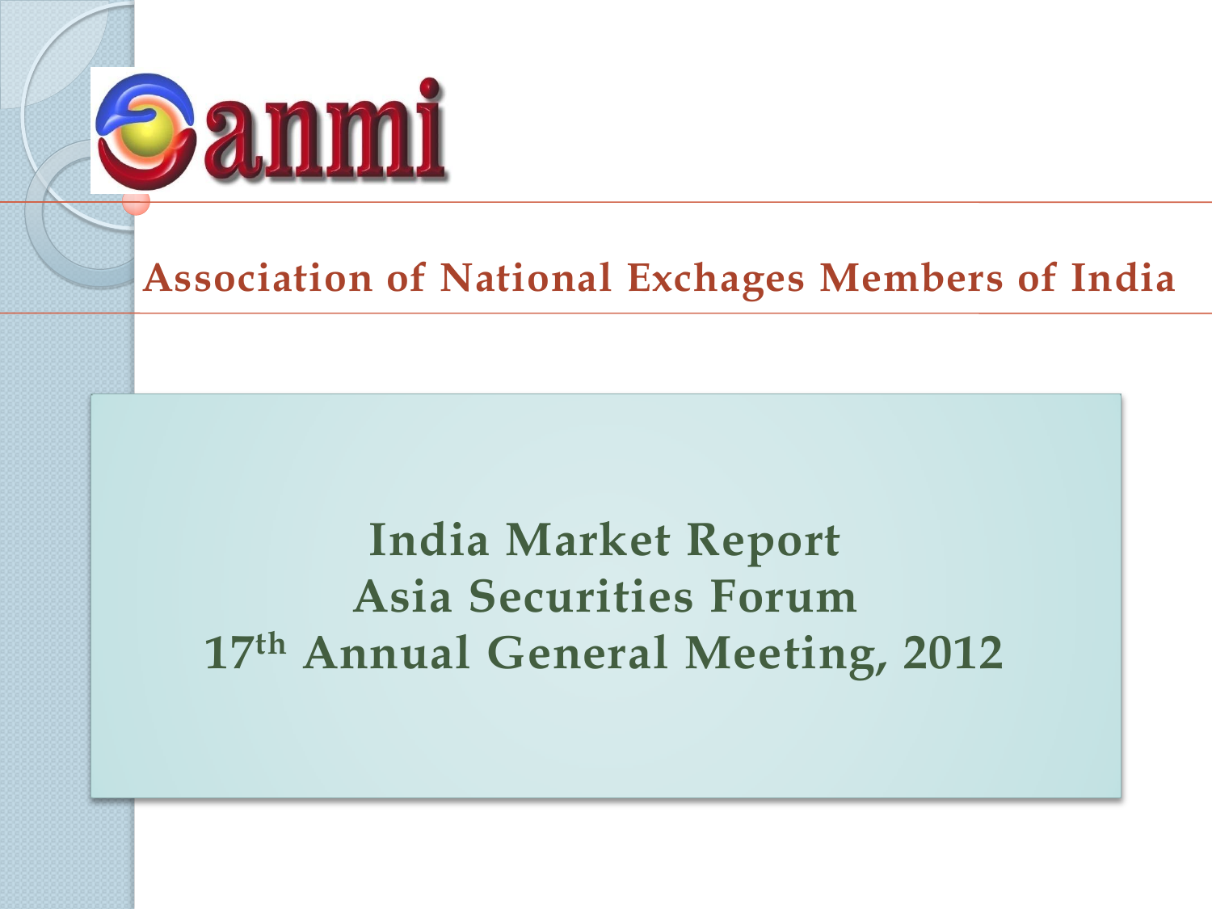anmi

## Association of National Exchages Members of India

# India Market Report
# Asia Securities Forum
# 17th Annual General Meeting, 2012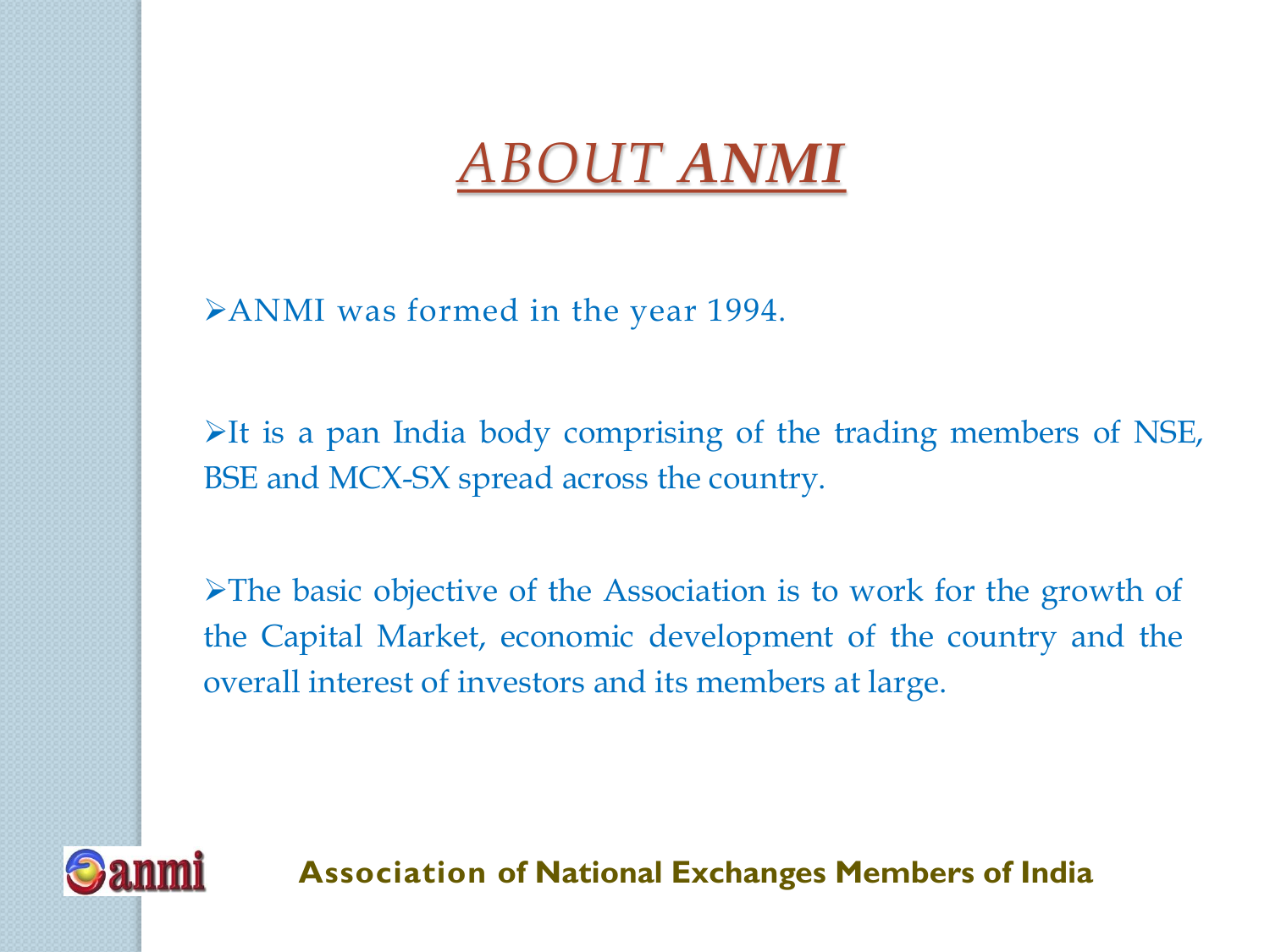# *ABOUT ANMI*

- ANMI was formed in the year 1994.

- It is a pan India body comprising of the trading members of NSE, BSE and MCX-SX spread across the country.

- The basic objective of the Association is to work for the growth of the Capital Market, economic development of the country and the overall interest of investors and its members at large.

**Association of National Exchanges Members of India**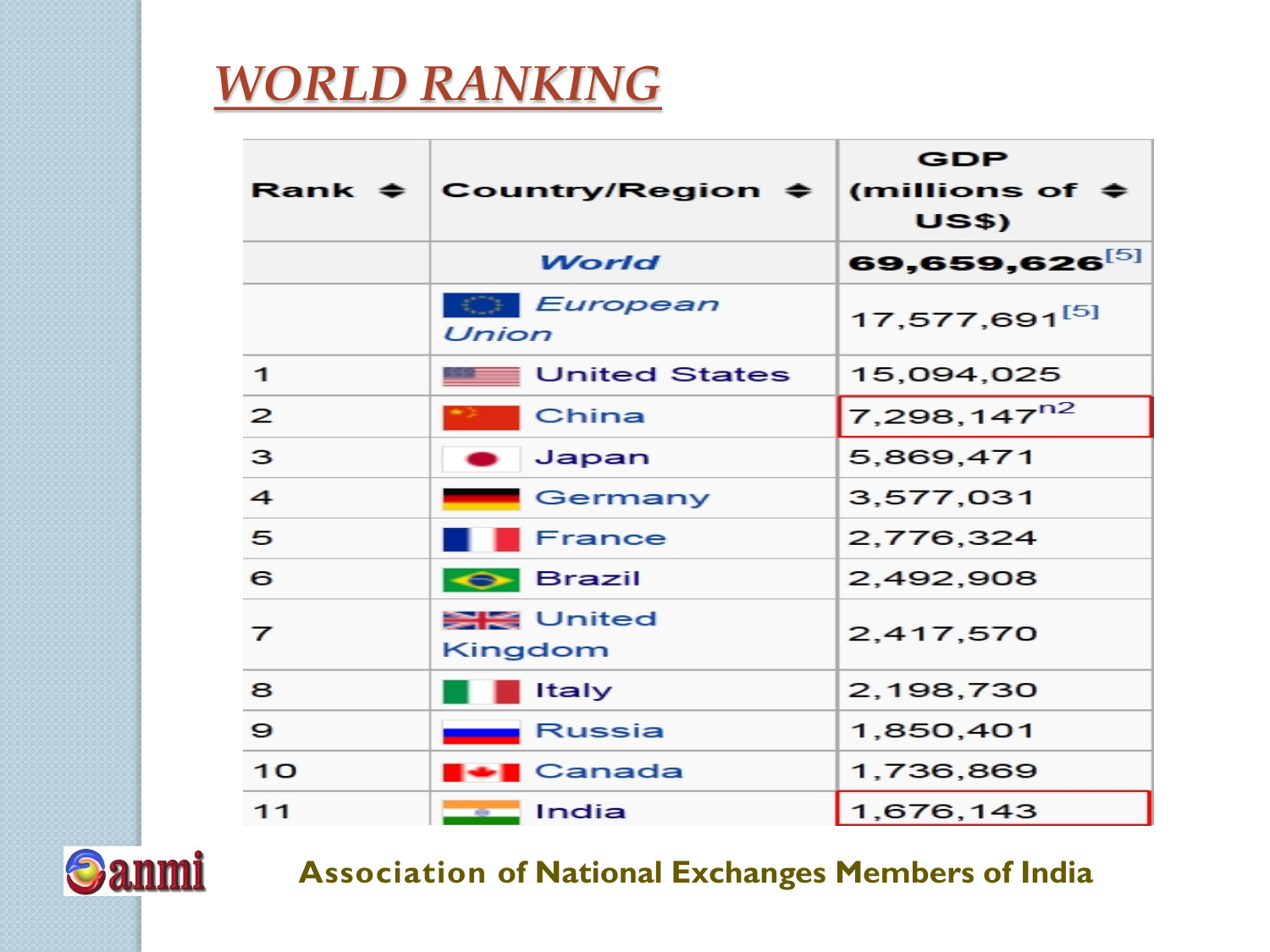# WORLD RANKING

| Rank | Country/Region | GDP (millions of US$) |
|---|---|---|
| | *World* | **69,659,626**[5] |
| | *European Union* | 17,577,691[5] |
| 1 | United States | 15,094,025 |
| 2 | China | 7,298,147[n2] |
| 3 | Japan | 5,869,471 |
| 4 | Germany | 3,577,031 |
| 5 | France | 2,776,324 |
| 6 | Brazil | 2,492,908 |
| 7 | United Kingdom | 2,417,570 |
| 8 | Italy | 2,198,730 |
| 9 | Russia | 1,850,401 |
| 10 | Canada | 1,736,869 |
| 11 | India | 1,676,143 |

**Association of National Exchanges Members of India**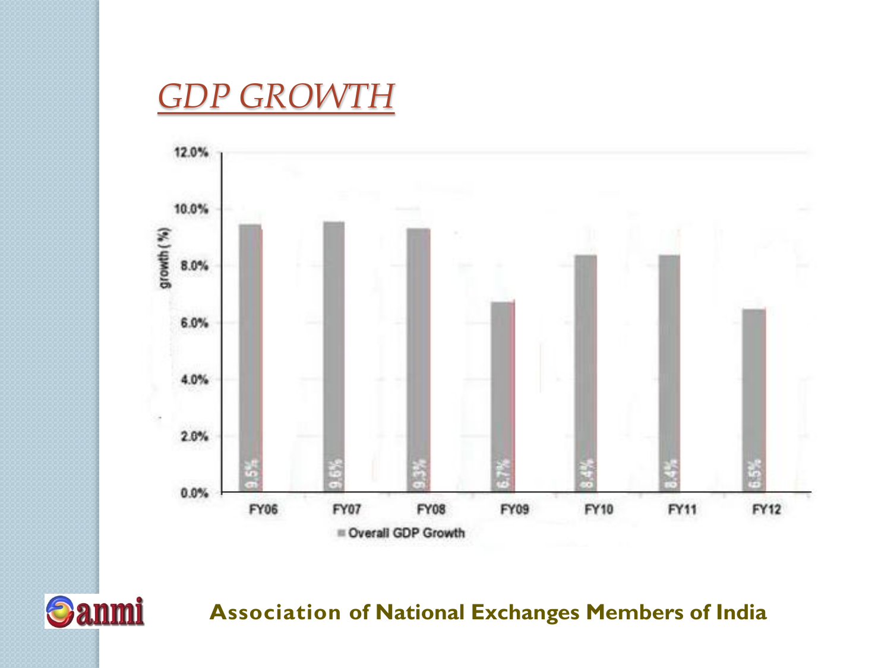# GDP GROWTH

| | FY06 | FY07 | FY08 | FY09 | FY10 | FY11 | FY12 |
|---|---|---|---|---|---|---|---|
| Overall GDP Growth | 9.5% | 9.6% | 9.3% | 6.7% | 8.4% | 8.4% | 6.5% |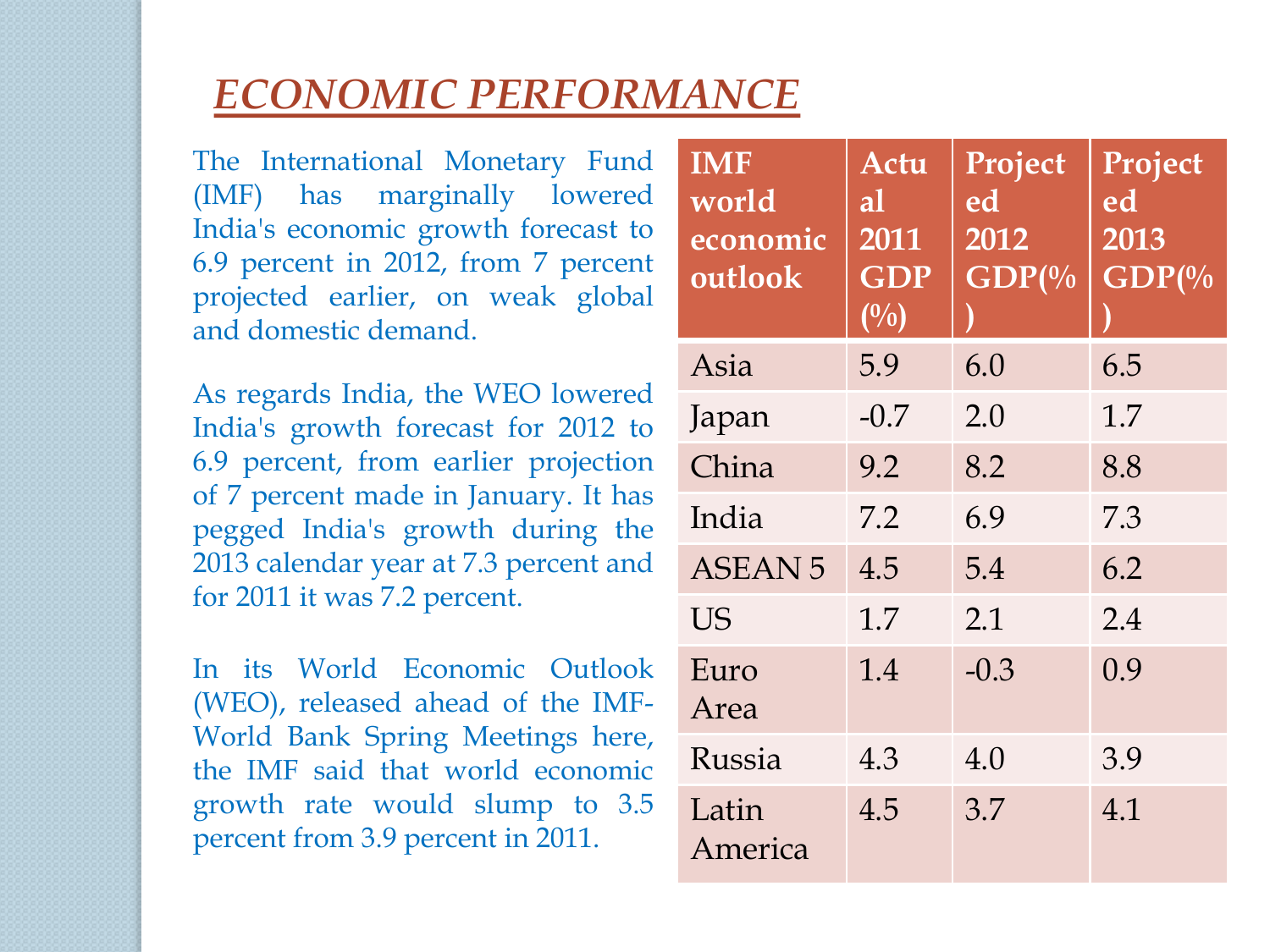# ECONOMIC PERFORMANCE

The International Monetary Fund (IMF) has marginally lowered India's economic growth forecast to 6.9 percent in 2012, from 7 percent projected earlier, on weak global and domestic demand.

As regards India, the WEO lowered India's growth forecast for 2012 to 6.9 percent, from earlier projection of 7 percent made in January. It has pegged India's growth during the 2013 calendar year at 7.3 percent and for 2011 it was 7.2 percent.

In its World Economic Outlook (WEO), released ahead of the IMF-World Bank Spring Meetings here, the IMF said that world economic growth rate would slump to 3.5 percent from 3.9 percent in 2011.

| IMF world economic outlook | Actual 2011 GDP (%) | Projected 2012 GDP(%) | Projected 2013 GDP(%) |
|---|---|---|---|
| Asia | 5.9 | 6.0 | 6.5 |
| Japan | -0.7 | 2.0 | 1.7 |
| China | 9.2 | 8.2 | 8.8 |
| India | 7.2 | 6.9 | 7.3 |
| ASEAN 5 | 4.5 | 5.4 | 6.2 |
| US | 1.7 | 2.1 | 2.4 |
| Euro Area | 1.4 | -0.3 | 0.9 |
| Russia | 4.3 | 4.0 | 3.9 |
| Latin America | 4.5 | 3.7 | 4.1 |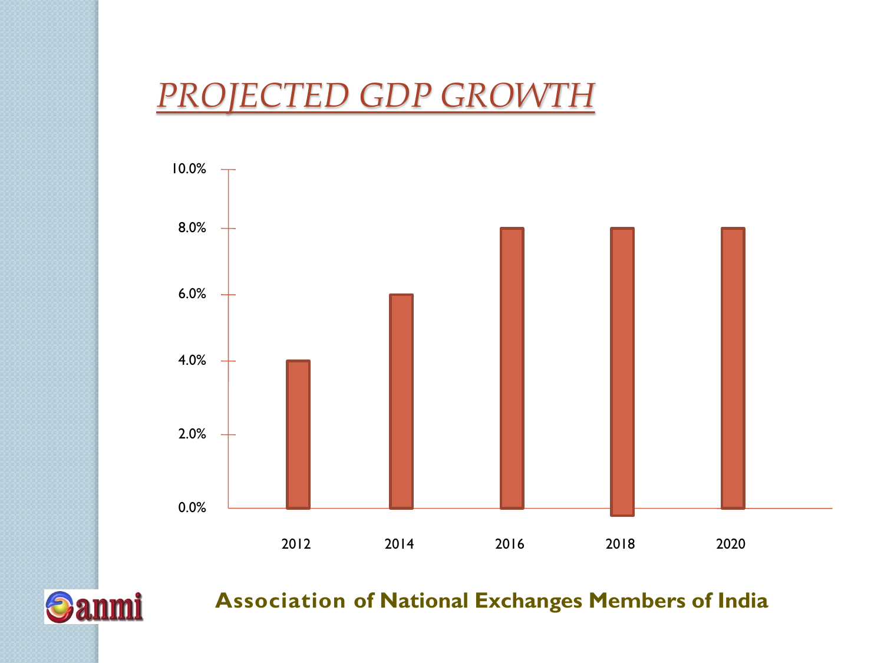# PROJECTED GDP GROWTH

| Year | Projected GDP Growth |
| --- | --- |
| 2012 | 4.0% |
| 2014 | 6.0% |
| 2016 | 8.0% |
| 2018 | 8.0% |
| 2020 | 8.0% |

**Association of National Exchanges Members of India**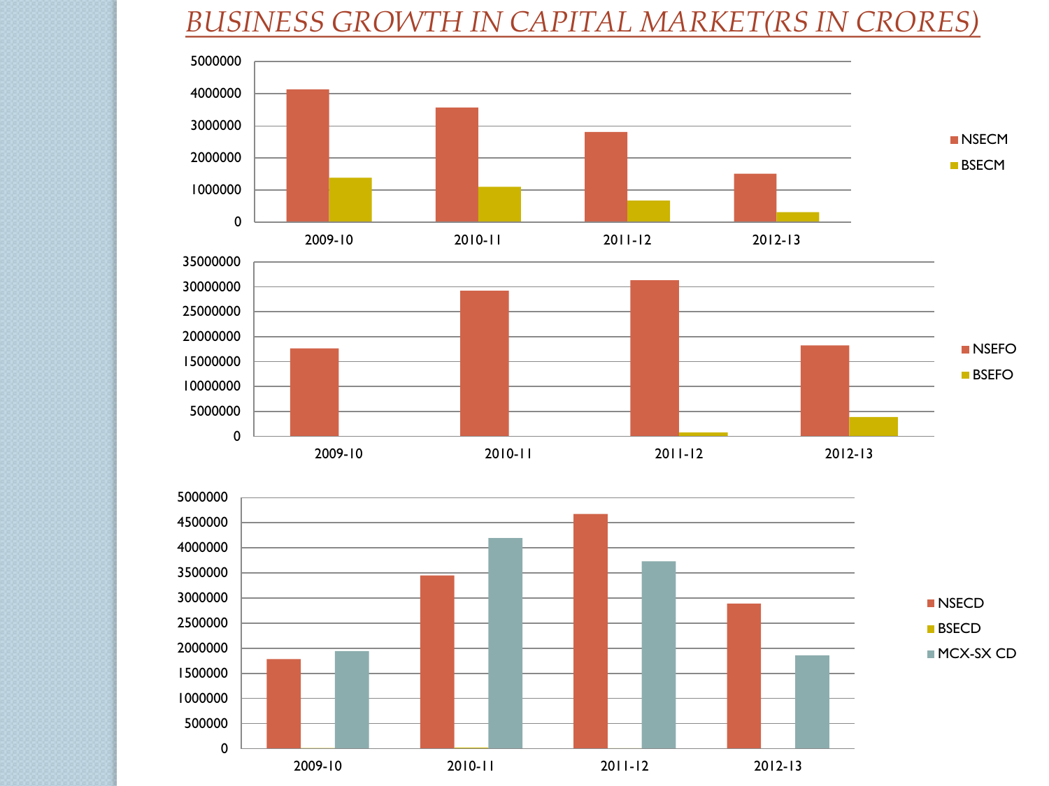# *BUSINESS GROWTH IN CAPITAL MARKET(RS IN CRORES)*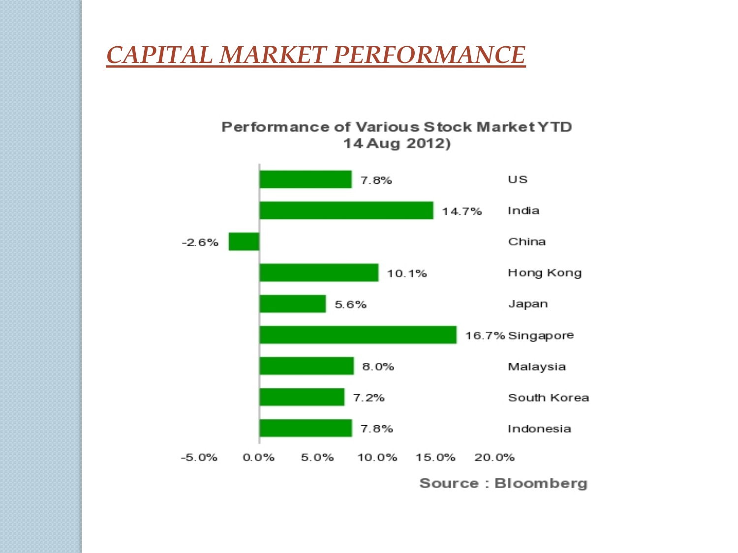# *CAPITAL MARKET PERFORMANCE*

**Performance of Various Stock Market YTD 14 Aug 2012)**

| Market | Performance |
|---|---|
| US | 7.8% |
| India | 14.7% |
| China | -2.6% |
| Hong Kong | 10.1% |
| Japan | 5.6% |
| Singapore | 16.7% |
| Malaysia | 8.0% |
| South Korea | 7.2% |
| Indonesia | 7.8% |

Source : Bloomberg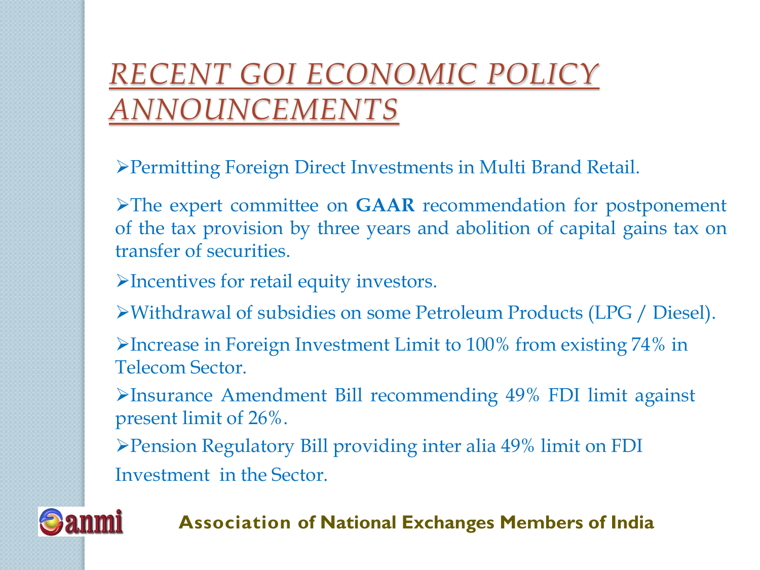# *RECENT GOI ECONOMIC POLICY ANNOUNCEMENTS*

- Permitting Foreign Direct Investments in Multi Brand Retail.
- The expert committee on **GAAR** recommendation for postponement of the tax provision by three years and abolition of capital gains tax on transfer of securities.
- Incentives for retail equity investors.
- Withdrawal of subsidies on some Petroleum Products (LPG / Diesel).
- Increase in Foreign Investment Limit to 100% from existing 74% in Telecom Sector.
- Insurance Amendment Bill recommending 49% FDI limit against present limit of 26%.
- Pension Regulatory Bill providing inter alia 49% limit on FDI Investment in the Sector.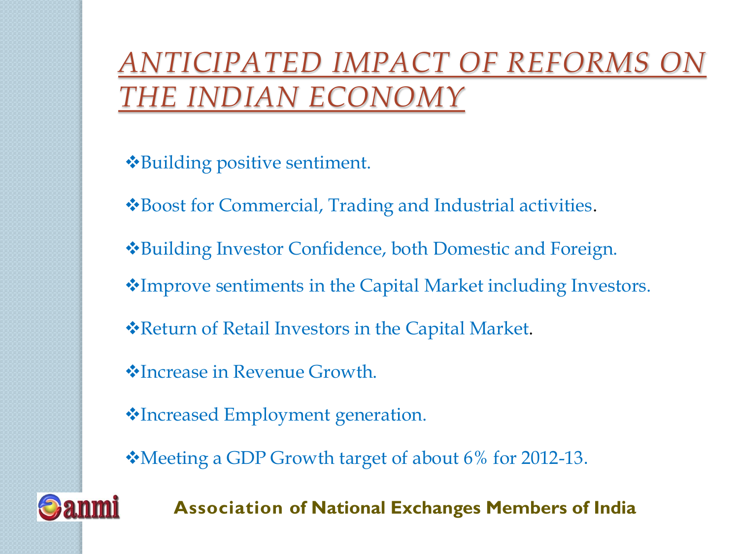# *ANTICIPATED IMPACT OF REFORMS ON THE INDIAN ECONOMY*

- Building positive sentiment.
- Boost for Commercial, Trading and Industrial activities.
- Building Investor Confidence, both Domestic and Foreign.
- Improve sentiments in the Capital Market including Investors.
- Return of Retail Investors in the Capital Market.
- Increase in Revenue Growth.
- Increased Employment generation.
- Meeting a GDP Growth target of about 6% for 2012-13.

**Association of National Exchanges Members of India**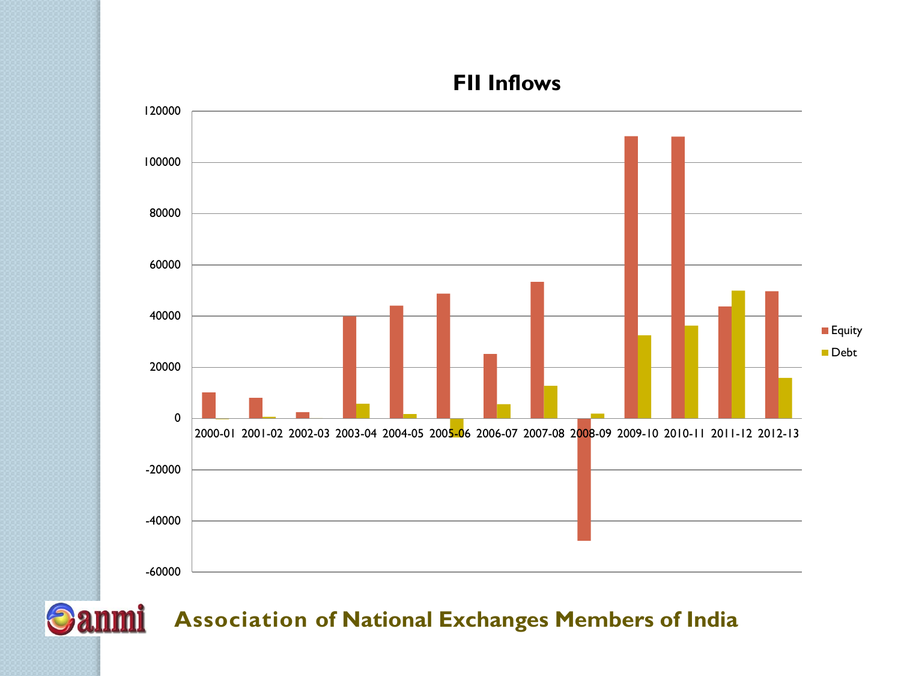# FII Inflows

Association of National Exchanges Members of India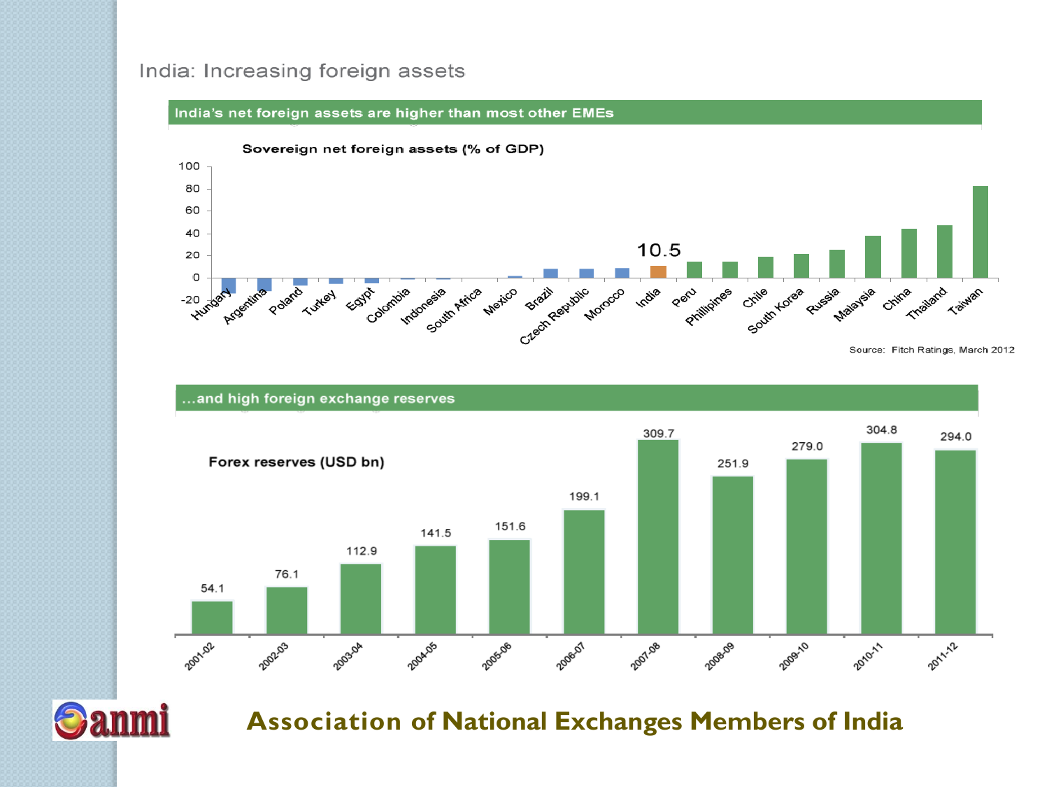# India: Increasing foreign assets

## India's net foreign assets are higher than most other EMEs

**Sovereign net foreign assets (% of GDP)**

| Country | Value |
|---|---|
| India | 10.5 |

Hungary, Argentina, Poland, Turkey, Egypt, Colombia, Indonesia, South Africa, Mexico, Brazil, Czech Republic, Morocco, India, Peru, Phillipines, Chile, South Korea, Russia, Malaysia, China, Thailand, Taiwan

Source: Fitch Ratings, March 2012

## ...and high foreign exchange reserves

**Forex reserves (USD bn)**

| Year | Forex reserves (USD bn) |
|---|---|
| 2001-02 | 54.1 |
| 2002-03 | 76.1 |
| 2003-04 | 112.9 |
| 2004-05 | 141.5 |
| 2005-06 | 151.6 |
| 2006-07 | 199.1 |
| 2007-08 | 309.7 |
| 2008-09 | 251.9 |
| 2009-10 | 279.0 |
| 2010-11 | 304.8 |
| 2011-12 | 294.0 |

**Association of National Exchanges Members of India**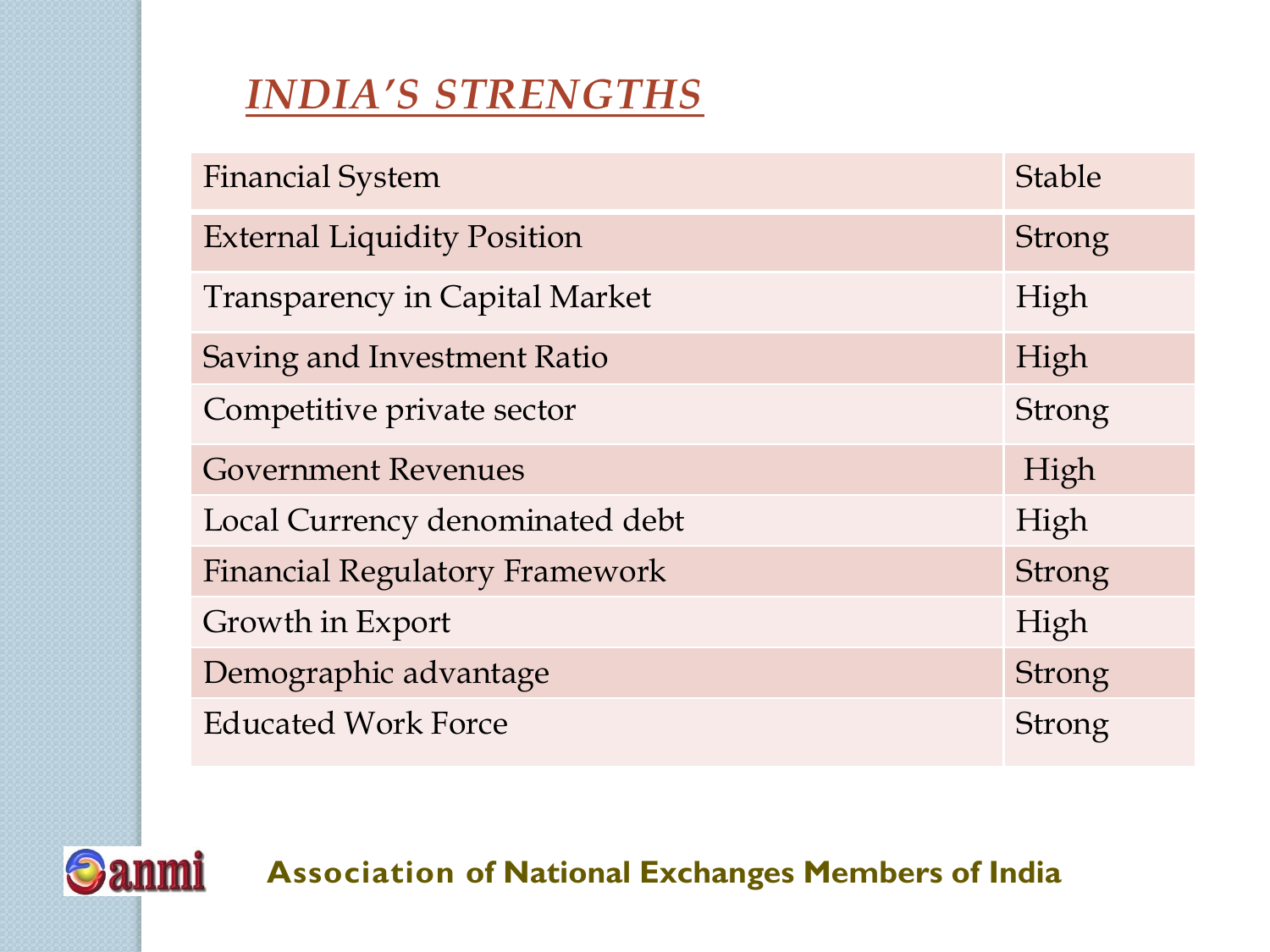# *INDIA'S STRENGTHS*

| | |
|---|---|
| Financial System | Stable |
| External Liquidity Position | Strong |
| Transparency in Capital Market | High |
| Saving and Investment Ratio | High |
| Competitive private sector | Strong |
| Government Revenues | High |
| Local Currency denominated debt | High |
| Financial Regulatory Framework | Strong |
| Growth in Export | High |
| Demographic advantage | Strong |
| Educated Work Force | Strong |

**Association of National Exchanges Members of India**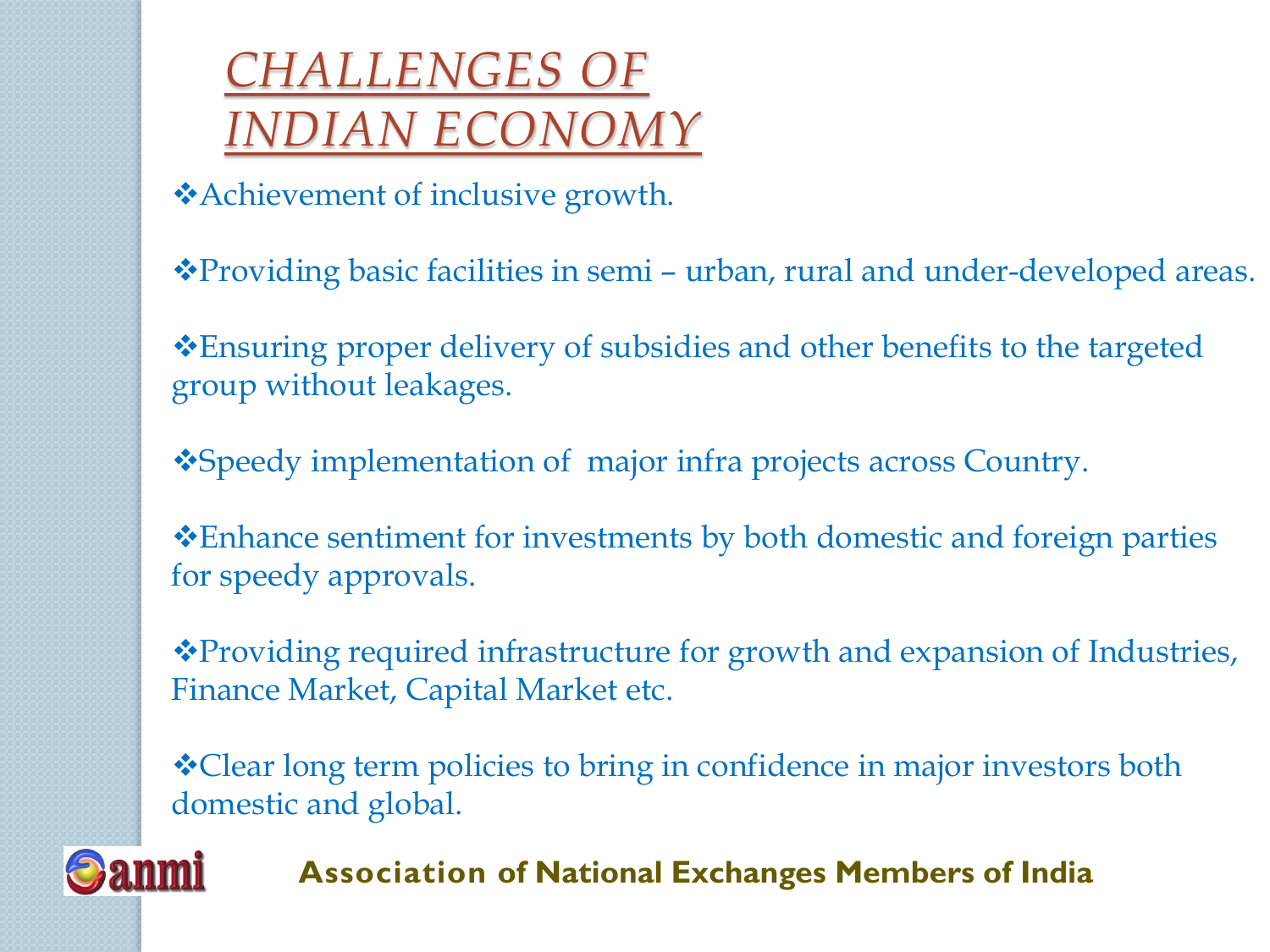# CHALLENGES OF INDIAN ECONOMY

- Achievement of inclusive growth.
- Providing basic facilities in semi – urban, rural and under-developed areas.
- Ensuring proper delivery of subsidies and other benefits to the targeted group without leakages.
- Speedy implementation of major infra projects across Country.
- Enhance sentiment for investments by both domestic and foreign parties for speedy approvals.
- Providing required infrastructure for growth and expansion of Industries, Finance Market, Capital Market etc.
- Clear long term policies to bring in confidence in major investors both domestic and global.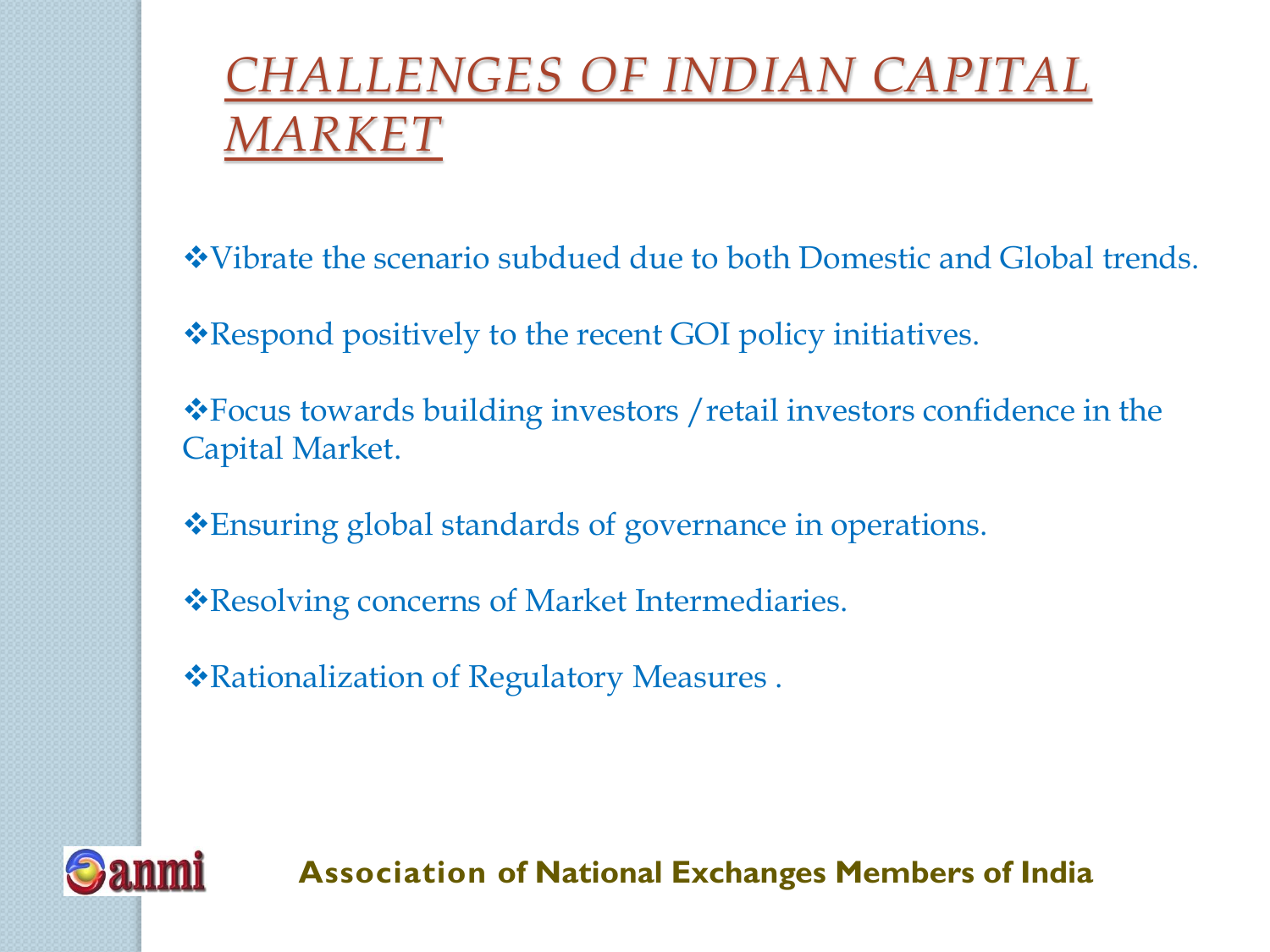# CHALLENGES OF INDIAN CAPITAL MARKET

- Vibrate the scenario subdued due to both Domestic and Global trends.
- Respond positively to the recent GOI policy initiatives.
- Focus towards building investors /retail investors confidence in the Capital Market.
- Ensuring global standards of governance in operations.
- Resolving concerns of Market Intermediaries.
- Rationalization of Regulatory Measures .

anmi

**Association of National Exchanges Members of India**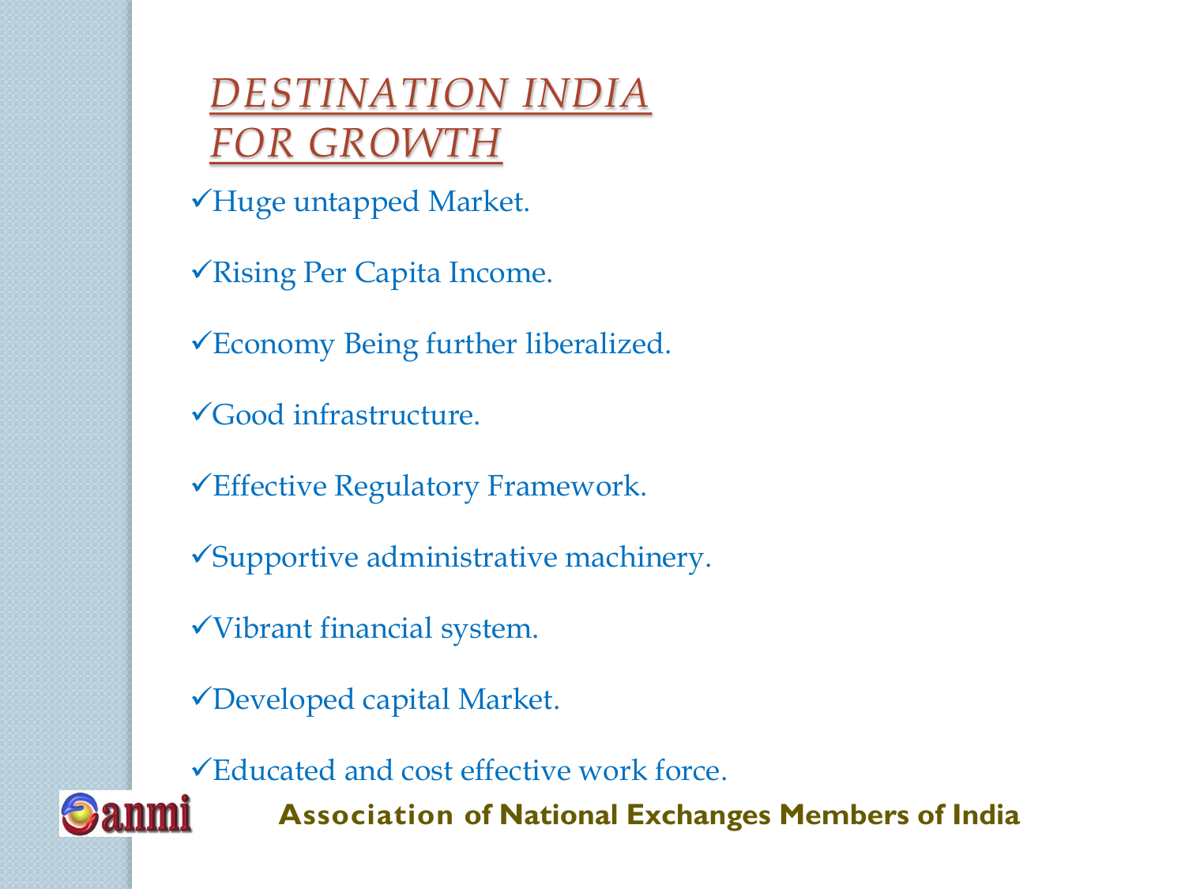# *DESTINATION INDIA FOR GROWTH*

- ✓Huge untapped Market.
- ✓Rising Per Capita Income.
- ✓Economy Being further liberalized.
- ✓Good infrastructure.
- ✓Effective Regulatory Framework.
- ✓Supportive administrative machinery.
- ✓Vibrant financial system.
- ✓Developed capital Market.
- ✓Educated and cost effective work force.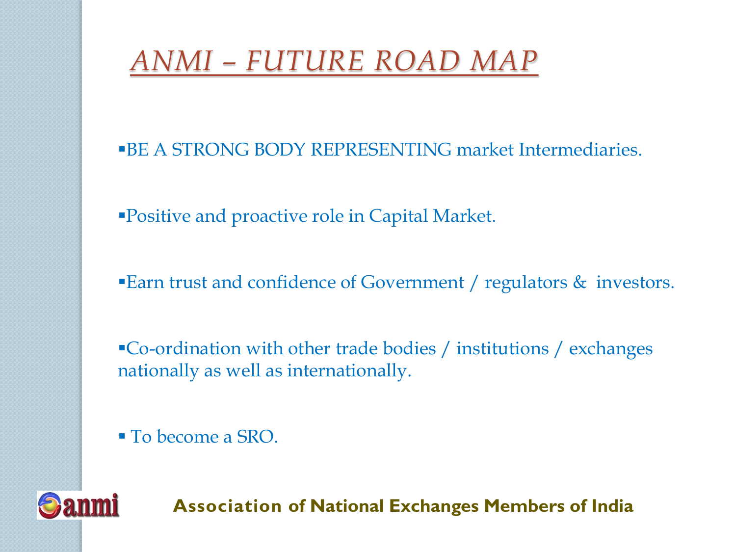# ANMI – FUTURE ROAD MAP

- BE A STRONG BODY REPRESENTING market Intermediaries.
- Positive and proactive role in Capital Market.
- Earn trust and confidence of Government / regulators & investors.
- Co-ordination with other trade bodies / institutions / exchanges nationally as well as internationally.
- To become a SRO.

**Association of National Exchanges Members of India**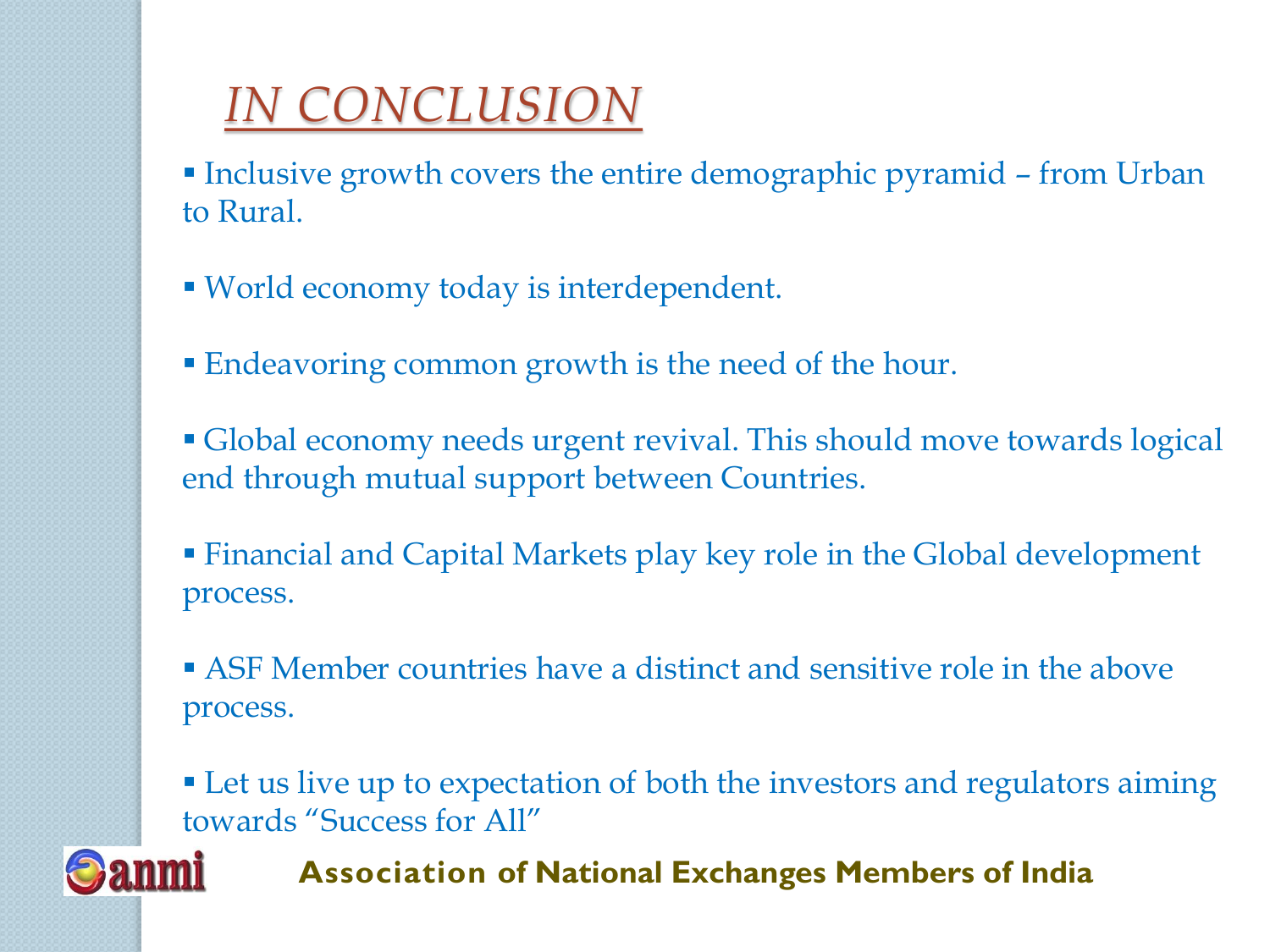# *IN CONCLUSION*

- Inclusive growth covers the entire demographic pyramid – from Urban to Rural.
- World economy today is interdependent.
- Endeavoring common growth is the need of the hour.
- Global economy needs urgent revival. This should move towards logical end through mutual support between Countries.
- Financial and Capital Markets play key role in the Global development process.
- ASF Member countries have a distinct and sensitive role in the above process.
- Let us live up to expectation of both the investors and regulators aiming towards "Success for All"

**Association of National Exchanges Members of India**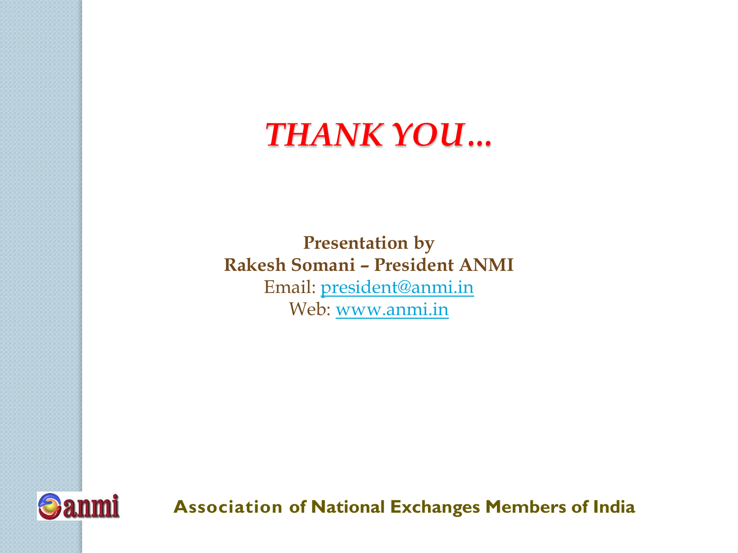# *THANK YOU…*

**Presentation by**
**Rakesh Somani – President ANMI**
Email: president@anmi.in
Web: www.anmi.in

**Association of National Exchanges Members of India**